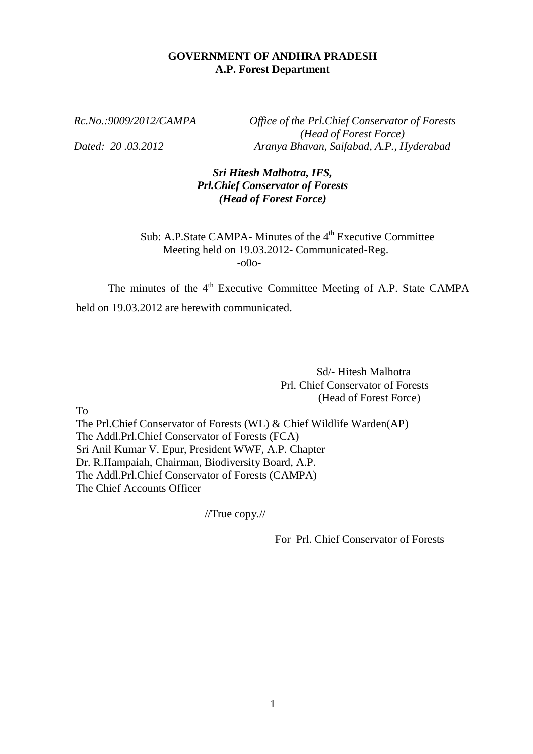**GOVERNMENT OF ANDHRA PRADESH**
**A.P. Forest Department**

*Rc.No.:9009/2012/CAMPA*

*Office of the Prl.Chief Conservator of Forests*
*(Head of Forest Force)*

*Dated: 20 .03.2012*

*Aranya Bhavan, Saifabad, A.P., Hyderabad*

***Sri Hitesh Malhotra, IFS,***
***Prl.Chief Conservator of Forests***
***(Head of Forest Force)***

Sub: A.P.State CAMPA- Minutes of the 4th Executive Committee Meeting held on 19.03.2012- Communicated-Reg.

-o0o-

The minutes of the 4th Executive Committee Meeting of A.P. State CAMPA held on 19.03.2012 are herewith communicated.

Sd/- Hitesh Malhotra
Prl. Chief Conservator of Forests
(Head of Forest Force)

To

The Prl.Chief Conservator of Forests (WL) & Chief Wildlife Warden(AP)
The Addl.Prl.Chief Conservator of Forests (FCA)
Sri Anil Kumar V. Epur, President WWF, A.P. Chapter
Dr. R.Hampaiah, Chairman, Biodiversity Board, A.P.
The Addl.Prl.Chief Conservator of Forests (CAMPA)
The Chief Accounts Officer

//True copy.//

For Prl. Chief Conservator of Forests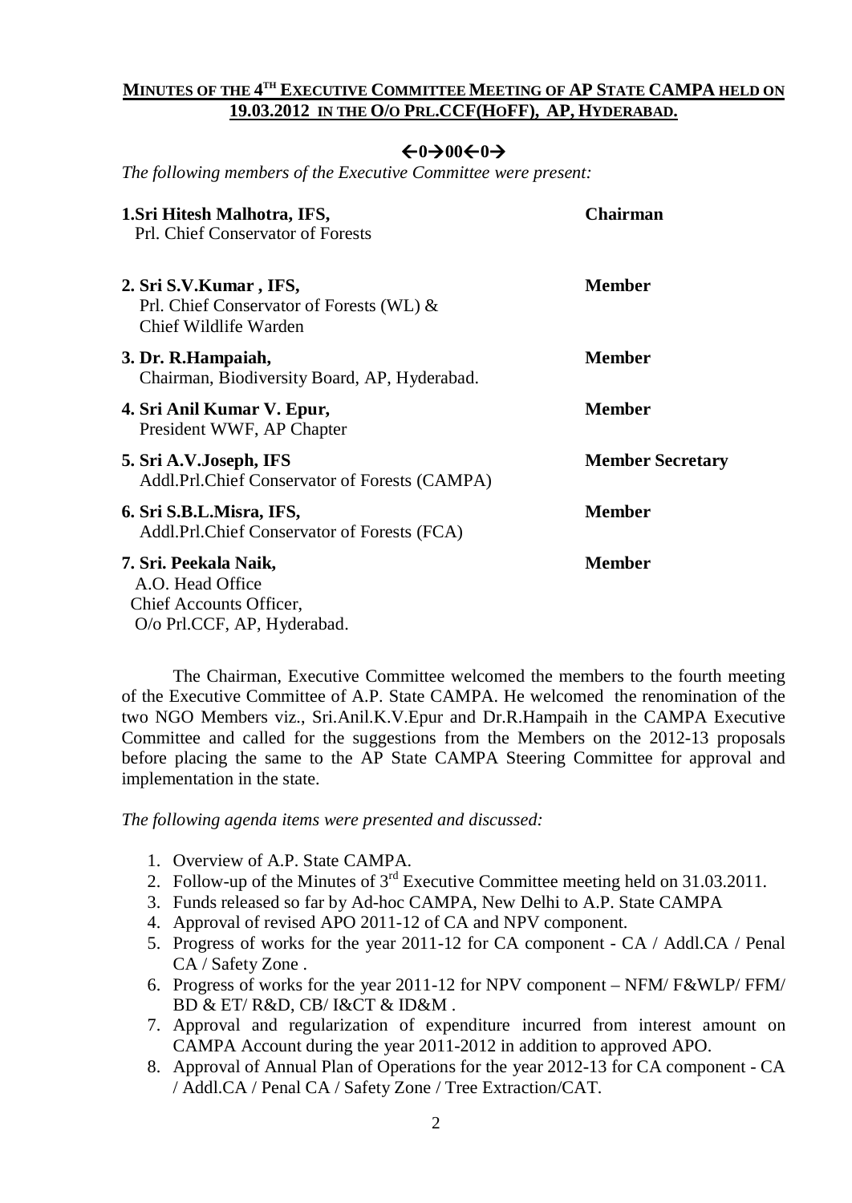## MINUTES OF THE 4TH EXECUTIVE COMMITTEE MEETING OF AP STATE CAMPA HELD ON 19.03.2012 IN THE O/O PRL.CCF(HOFF), AP, HYDERABAD.

←0→00←0→

*The following members of the Executive Committee were present:*

| | |
|---|---|
| **1.Sri Hitesh Malhotra, IFS,** Prl. Chief Conservator of Forests | **Chairman** |
| **2. Sri S.V.Kumar , IFS,** Prl. Chief Conservator of Forests (WL) & Chief Wildlife Warden | **Member** |
| **3. Dr. R.Hampaiah,** Chairman, Biodiversity Board, AP, Hyderabad. | **Member** |
| **4. Sri Anil Kumar V. Epur,** President WWF, AP Chapter | **Member** |
| **5. Sri A.V.Joseph, IFS** Addl.Prl.Chief Conservator of Forests (CAMPA) | **Member Secretary** |
| **6. Sri S.B.L.Misra, IFS,** Addl.Prl.Chief Conservator of Forests (FCA) | **Member** |
| **7. Sri. Peekala Naik,** A.O. Head Office Chief Accounts Officer, O/o Prl.CCF, AP, Hyderabad. | **Member** |

The Chairman, Executive Committee welcomed the members to the fourth meeting of the Executive Committee of A.P. State CAMPA. He welcomed the renomination of the two NGO Members viz., Sri.Anil.K.V.Epur and Dr.R.Hampaih in the CAMPA Executive Committee and called for the suggestions from the Members on the 2012-13 proposals before placing the same to the AP State CAMPA Steering Committee for approval and implementation in the state.

*The following agenda items were presented and discussed:*

1. Overview of A.P. State CAMPA.
2. Follow-up of the Minutes of 3rd Executive Committee meeting held on 31.03.2011.
3. Funds released so far by Ad-hoc CAMPA, New Delhi to A.P. State CAMPA
4. Approval of revised APO 2011-12 of CA and NPV component.
5. Progress of works for the year 2011-12 for CA component - CA / Addl.CA / Penal CA / Safety Zone .
6. Progress of works for the year 2011-12 for NPV component – NFM/ F&WLP/ FFM/ BD & ET/ R&D, CB/ I&CT & ID&M .
7. Approval and regularization of expenditure incurred from interest amount on CAMPA Account during the year 2011-2012 in addition to approved APO.
8. Approval of Annual Plan of Operations for the year 2012-13 for CA component - CA / Addl.CA / Penal CA / Safety Zone / Tree Extraction/CAT.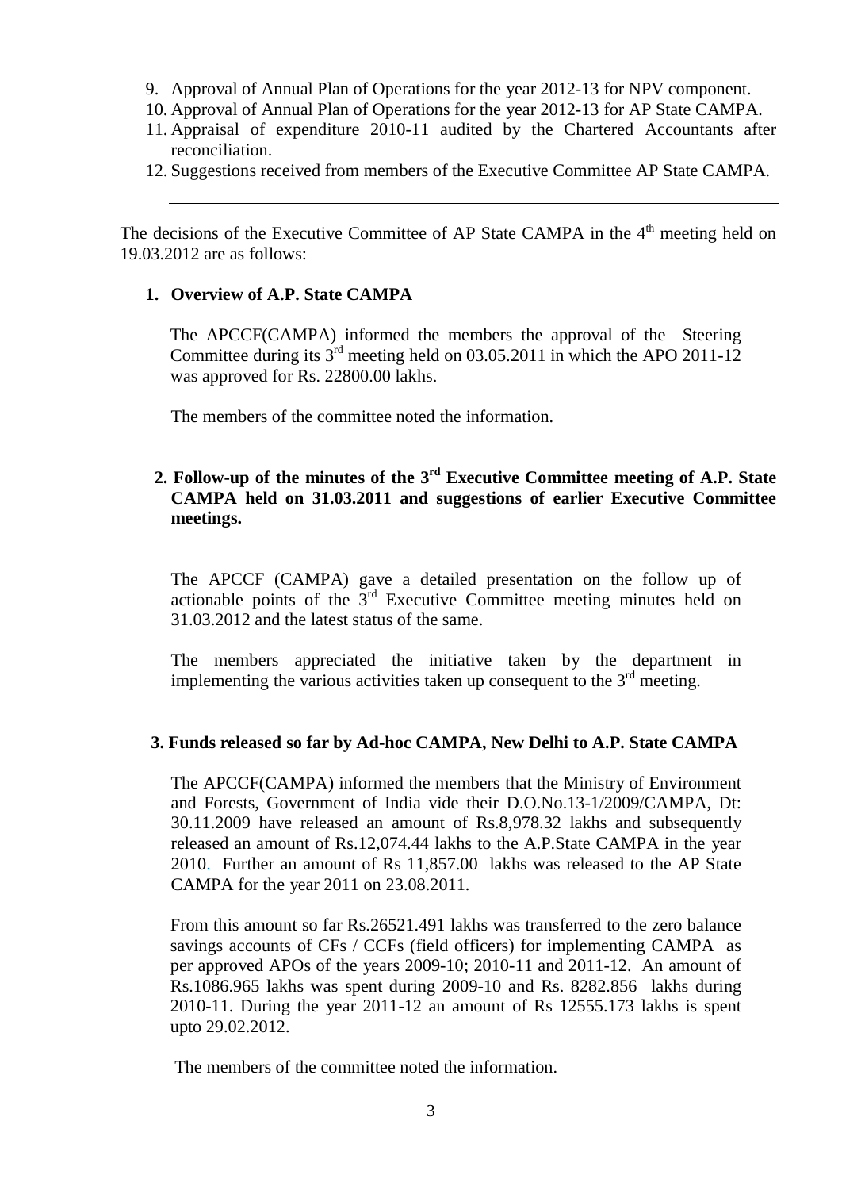9. Approval of Annual Plan of Operations for the year 2012-13 for NPV component.
10. Approval of Annual Plan of Operations for the year 2012-13 for AP State CAMPA.
11. Appraisal of expenditure 2010-11 audited by the Chartered Accountants after reconciliation.
12. Suggestions received from members of the Executive Committee AP State CAMPA.

---

The decisions of the Executive Committee of AP State CAMPA in the 4th meeting held on 19.03.2012 are as follows:

**1. Overview of A.P. State CAMPA**

The APCCF(CAMPA) informed the members the approval of the Steering Committee during its 3rd meeting held on 03.05.2011 in which the APO 2011-12 was approved for Rs. 22800.00 lakhs.

The members of the committee noted the information.

**2. Follow-up of the minutes of the 3rd Executive Committee meeting of A.P. State CAMPA held on 31.03.2011 and suggestions of earlier Executive Committee meetings.**

The APCCF (CAMPA) gave a detailed presentation on the follow up of actionable points of the 3rd Executive Committee meeting minutes held on 31.03.2012 and the latest status of the same.

The members appreciated the initiative taken by the department in implementing the various activities taken up consequent to the 3rd meeting.

**3. Funds released so far by Ad-hoc CAMPA, New Delhi to A.P. State CAMPA**

The APCCF(CAMPA) informed the members that the Ministry of Environment and Forests, Government of India vide their D.O.No.13-1/2009/CAMPA, Dt: 30.11.2009 have released an amount of Rs.8,978.32 lakhs and subsequently released an amount of Rs.12,074.44 lakhs to the A.P.State CAMPA in the year 2010. Further an amount of Rs 11,857.00 lakhs was released to the AP State CAMPA for the year 2011 on 23.08.2011.

From this amount so far Rs.26521.491 lakhs was transferred to the zero balance savings accounts of CFs / CCFs (field officers) for implementing CAMPA as per approved APOs of the years 2009-10; 2010-11 and 2011-12. An amount of Rs.1086.965 lakhs was spent during 2009-10 and Rs. 8282.856 lakhs during 2010-11. During the year 2011-12 an amount of Rs 12555.173 lakhs is spent upto 29.02.2012.

The members of the committee noted the information.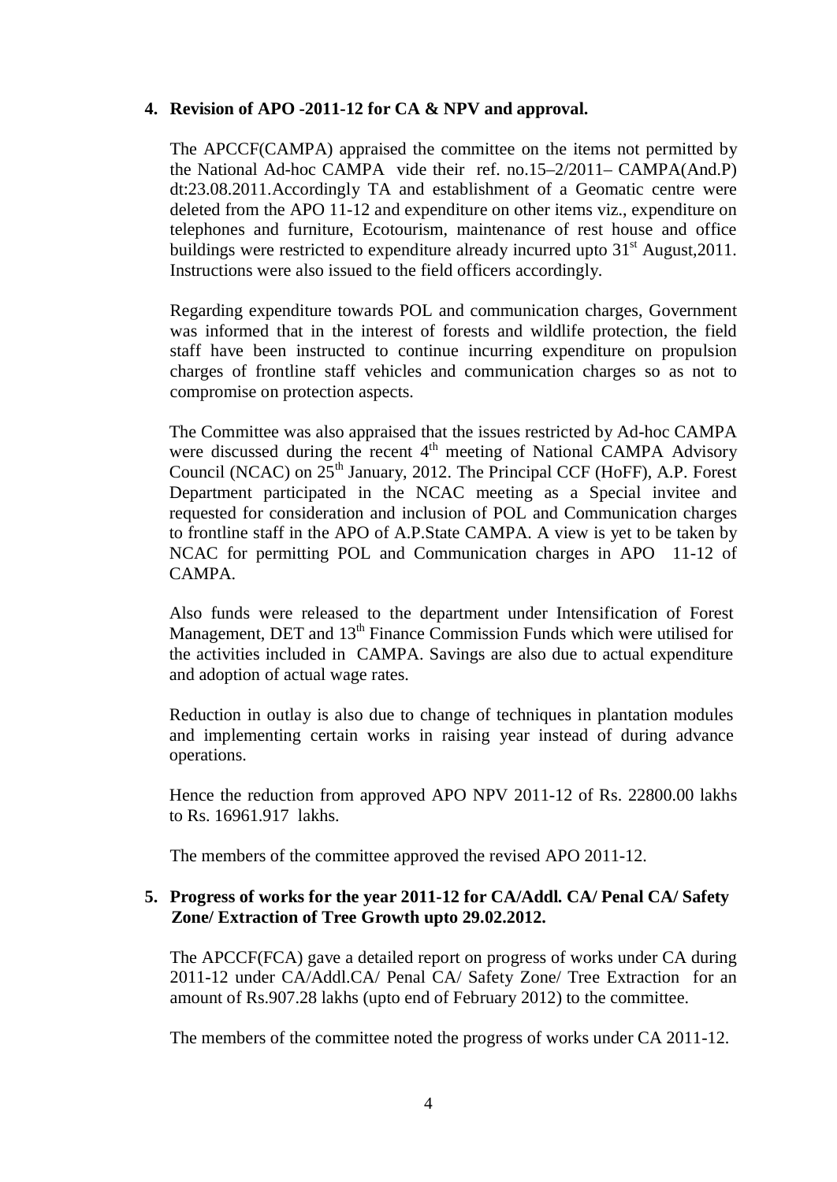**4. Revision of APO -2011-12 for CA & NPV and approval.**

The APCCF(CAMPA) appraised the committee on the items not permitted by the National Ad-hoc CAMPA vide their ref. no.15–2/2011– CAMPA(And.P) dt:23.08.2011.Accordingly TA and establishment of a Geomatic centre were deleted from the APO 11-12 and expenditure on other items viz., expenditure on telephones and furniture, Ecotourism, maintenance of rest house and office buildings were restricted to expenditure already incurred upto 31st August,2011. Instructions were also issued to the field officers accordingly.

Regarding expenditure towards POL and communication charges, Government was informed that in the interest of forests and wildlife protection, the field staff have been instructed to continue incurring expenditure on propulsion charges of frontline staff vehicles and communication charges so as not to compromise on protection aspects.

The Committee was also appraised that the issues restricted by Ad-hoc CAMPA were discussed during the recent 4th meeting of National CAMPA Advisory Council (NCAC) on 25th January, 2012. The Principal CCF (HoFF), A.P. Forest Department participated in the NCAC meeting as a Special invitee and requested for consideration and inclusion of POL and Communication charges to frontline staff in the APO of A.P.State CAMPA. A view is yet to be taken by NCAC for permitting POL and Communication charges in APO 11-12 of CAMPA.

Also funds were released to the department under Intensification of Forest Management, DET and 13th Finance Commission Funds which were utilised for the activities included in CAMPA. Savings are also due to actual expenditure and adoption of actual wage rates.

Reduction in outlay is also due to change of techniques in plantation modules and implementing certain works in raising year instead of during advance operations.

Hence the reduction from approved APO NPV 2011-12 of Rs. 22800.00 lakhs to Rs. 16961.917 lakhs.

The members of the committee approved the revised APO 2011-12.

**5. Progress of works for the year 2011-12 for CA/Addl. CA/ Penal CA/ Safety Zone/ Extraction of Tree Growth upto 29.02.2012.**

The APCCF(FCA) gave a detailed report on progress of works under CA during 2011-12 under CA/Addl.CA/ Penal CA/ Safety Zone/ Tree Extraction for an amount of Rs.907.28 lakhs (upto end of February 2012) to the committee.

The members of the committee noted the progress of works under CA 2011-12.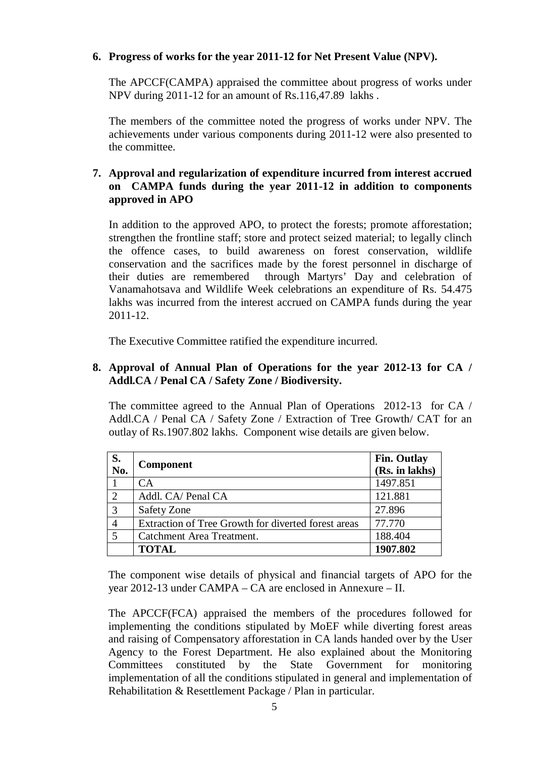**6. Progress of works for the year 2011-12 for Net Present Value (NPV).**

The APCCF(CAMPA) appraised the committee about progress of works under NPV during 2011-12 for an amount of Rs.116,47.89 lakhs .

The members of the committee noted the progress of works under NPV. The achievements under various components during 2011-12 were also presented to the committee.

**7. Approval and regularization of expenditure incurred from interest accrued on CAMPA funds during the year 2011-12 in addition to components approved in APO**

In addition to the approved APO, to protect the forests; promote afforestation; strengthen the frontline staff; store and protect seized material; to legally clinch the offence cases, to build awareness on forest conservation, wildlife conservation and the sacrifices made by the forest personnel in discharge of their duties are remembered through Martyrs' Day and celebration of Vanamahotsava and Wildlife Week celebrations an expenditure of Rs. 54.475 lakhs was incurred from the interest accrued on CAMPA funds during the year 2011-12.

The Executive Committee ratified the expenditure incurred.

**8. Approval of Annual Plan of Operations for the year 2012-13 for CA / Addl.CA / Penal CA / Safety Zone / Biodiversity.**

The committee agreed to the Annual Plan of Operations 2012-13 for CA / Addl.CA / Penal CA / Safety Zone / Extraction of Tree Growth/ CAT for an outlay of Rs.1907.802 lakhs. Component wise details are given below.

| S. No. | Component | Fin. Outlay (Rs. in lakhs) |
|---|---|---|
| 1 | CA | 1497.851 |
| 2 | Addl. CA/ Penal CA | 121.881 |
| 3 | Safety Zone | 27.896 |
| 4 | Extraction of Tree Growth for diverted forest areas | 77.770 |
| 5 | Catchment Area Treatment. | 188.404 |
| | **TOTAL** | **1907.802** |

The component wise details of physical and financial targets of APO for the year 2012-13 under CAMPA – CA are enclosed in Annexure – II.

The APCCF(FCA) appraised the members of the procedures followed for implementing the conditions stipulated by MoEF while diverting forest areas and raising of Compensatory afforestation in CA lands handed over by the User Agency to the Forest Department. He also explained about the Monitoring Committees constituted by the State Government for monitoring implementation of all the conditions stipulated in general and implementation of Rehabilitation & Resettlement Package / Plan in particular.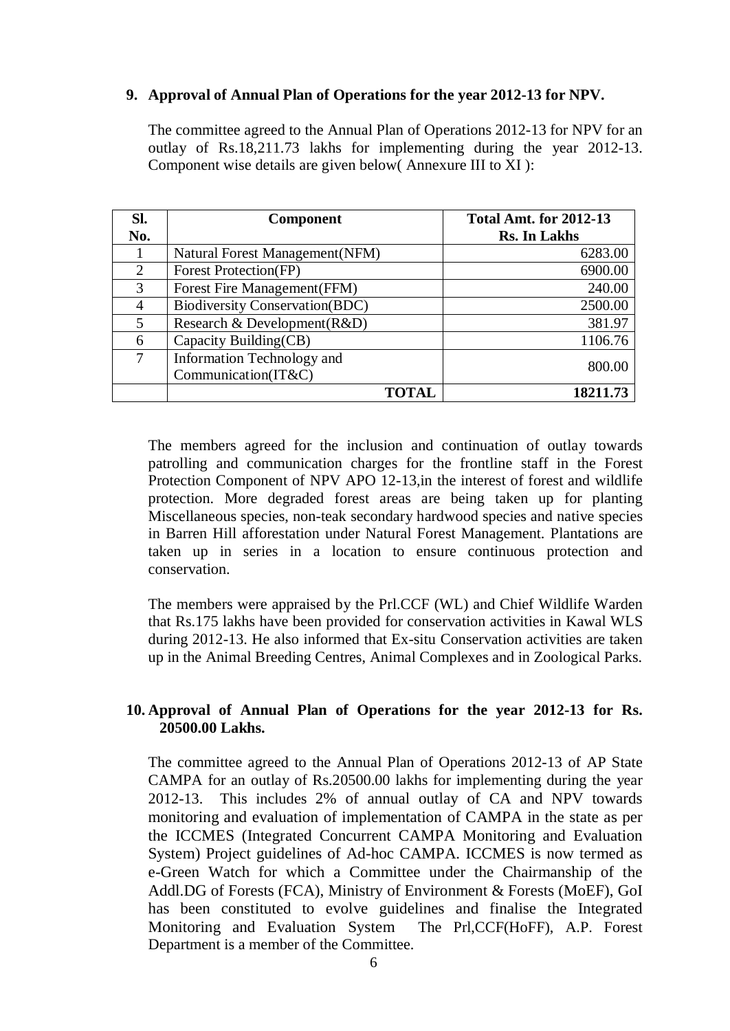**9. Approval of Annual Plan of Operations for the year 2012-13 for NPV.**

The committee agreed to the Annual Plan of Operations 2012-13 for NPV for an outlay of Rs.18,211.73 lakhs for implementing during the year 2012-13. Component wise details are given below( Annexure III to XI ):

| Sl. No. | Component | Total Amt. for 2012-13 Rs. In Lakhs |
|---|---|---|
| 1 | Natural Forest Management(NFM) | 6283.00 |
| 2 | Forest Protection(FP) | 6900.00 |
| 3 | Forest Fire Management(FFM) | 240.00 |
| 4 | Biodiversity Conservation(BDC) | 2500.00 |
| 5 | Research & Development(R&D) | 381.97 |
| 6 | Capacity Building(CB) | 1106.76 |
| 7 | Information Technology and Communication(IT&C) | 800.00 |
| | **TOTAL** | **18211.73** |

The members agreed for the inclusion and continuation of outlay towards patrolling and communication charges for the frontline staff in the Forest Protection Component of NPV APO 12-13,in the interest of forest and wildlife protection. More degraded forest areas are being taken up for planting Miscellaneous species, non-teak secondary hardwood species and native species in Barren Hill afforestation under Natural Forest Management. Plantations are taken up in series in a location to ensure continuous protection and conservation.

The members were appraised by the Prl.CCF (WL) and Chief Wildlife Warden that Rs.175 lakhs have been provided for conservation activities in Kawal WLS during 2012-13. He also informed that Ex-situ Conservation activities are taken up in the Animal Breeding Centres, Animal Complexes and in Zoological Parks.

**10. Approval of Annual Plan of Operations for the year 2012-13 for Rs. 20500.00 Lakhs.**

The committee agreed to the Annual Plan of Operations 2012-13 of AP State CAMPA for an outlay of Rs.20500.00 lakhs for implementing during the year 2012-13. This includes 2% of annual outlay of CA and NPV towards monitoring and evaluation of implementation of CAMPA in the state as per the ICCMES (Integrated Concurrent CAMPA Monitoring and Evaluation System) Project guidelines of Ad-hoc CAMPA. ICCMES is now termed as e-Green Watch for which a Committee under the Chairmanship of the Addl.DG of Forests (FCA), Ministry of Environment & Forests (MoEF), GoI has been constituted to evolve guidelines and finalise the Integrated Monitoring and Evaluation System The Prl,CCF(HoFF), A.P. Forest Department is a member of the Committee.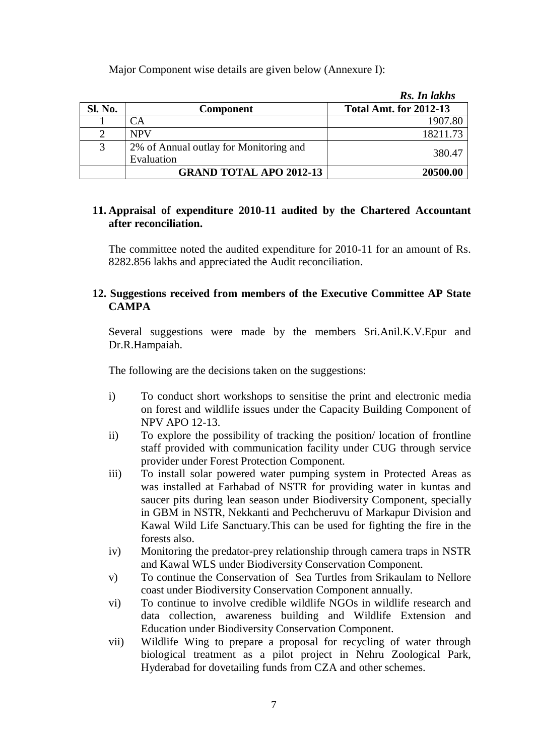Major Component wise details are given below (Annexure I):

*Rs. In lakhs*

| Sl. No. | Component | Total Amt. for 2012-13 |
|---|---|---|
| 1 | CA | 1907.80 |
| 2 | NPV | 18211.73 |
| 3 | 2% of Annual outlay for Monitoring and Evaluation | 380.47 |
| | **GRAND TOTAL APO 2012-13** | **20500.00** |

## 11. Appraisal of expenditure 2010-11 audited by the Chartered Accountant after reconciliation.

The committee noted the audited expenditure for 2010-11 for an amount of Rs. 8282.856 lakhs and appreciated the Audit reconciliation.

## 12. Suggestions received from members of the Executive Committee AP State CAMPA

Several suggestions were made by the members Sri.Anil.K.V.Epur and Dr.R.Hampaiah.

The following are the decisions taken on the suggestions:

i) To conduct short workshops to sensitise the print and electronic media on forest and wildlife issues under the Capacity Building Component of NPV APO 12-13.

ii) To explore the possibility of tracking the position/ location of frontline staff provided with communication facility under CUG through service provider under Forest Protection Component.

iii) To install solar powered water pumping system in Protected Areas as was installed at Farhabad of NSTR for providing water in kuntas and saucer pits during lean season under Biodiversity Component, specially in GBM in NSTR, Nekkanti and Pechcheruvu of Markapur Division and Kawal Wild Life Sanctuary.This can be used for fighting the fire in the forests also.

iv) Monitoring the predator-prey relationship through camera traps in NSTR and Kawal WLS under Biodiversity Conservation Component.

v) To continue the Conservation of Sea Turtles from Srikaulam to Nellore coast under Biodiversity Conservation Component annually.

vi) To continue to involve credible wildlife NGOs in wildlife research and data collection, awareness building and Wildlife Extension and Education under Biodiversity Conservation Component.

vii) Wildlife Wing to prepare a proposal for recycling of water through biological treatment as a pilot project in Nehru Zoological Park, Hyderabad for dovetailing funds from CZA and other schemes.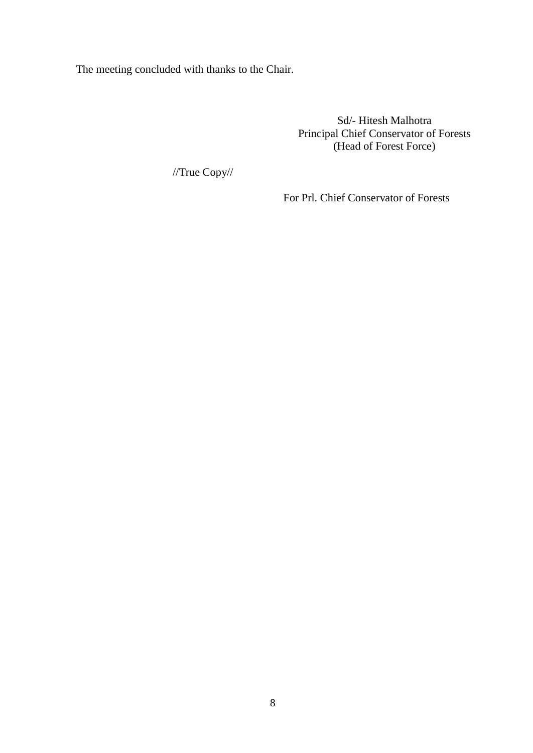The meeting concluded with thanks to the Chair.

Sd/- Hitesh Malhotra
Principal Chief Conservator of Forests
(Head of Forest Force)

//True Copy//

For Prl. Chief Conservator of Forests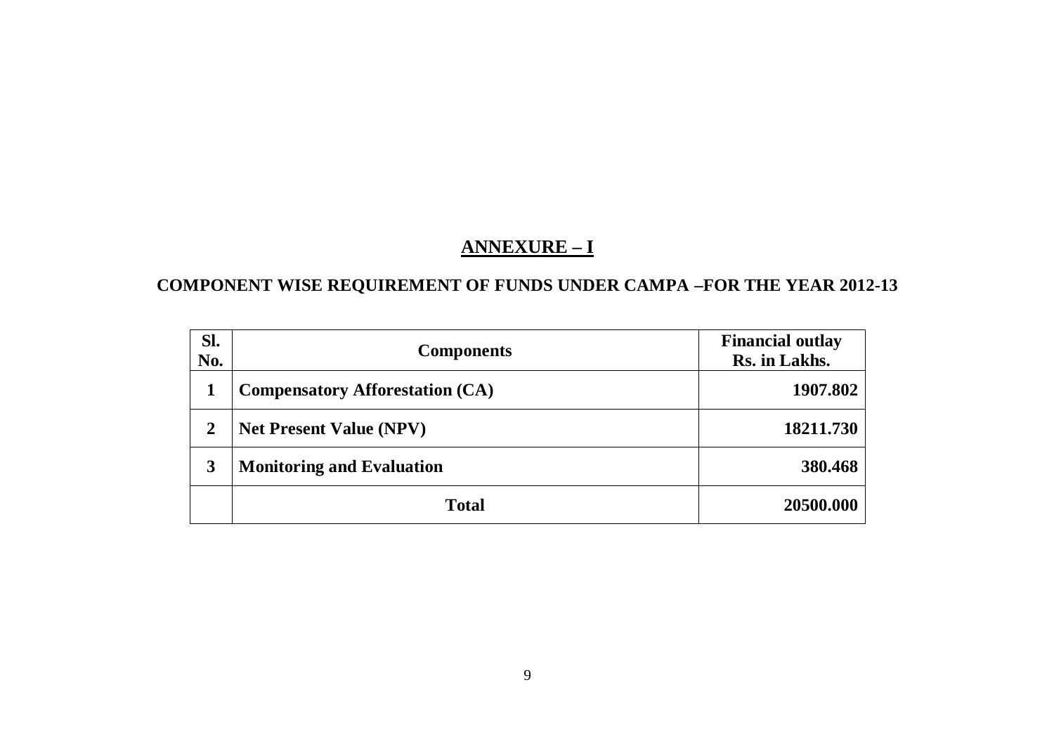## ANNEXURE – I

### COMPONENT WISE REQUIREMENT OF FUNDS UNDER CAMPA –FOR THE YEAR 2012-13

| Sl. No. | Components | Financial outlay Rs. in Lakhs. |
|---|---|---|
| 1 | **Compensatory Afforestation (CA)** | **1907.802** |
| 2 | **Net Present Value (NPV)** | **18211.730** |
| 3 | **Monitoring and Evaluation** | **380.468** |
| | **Total** | **20500.000** |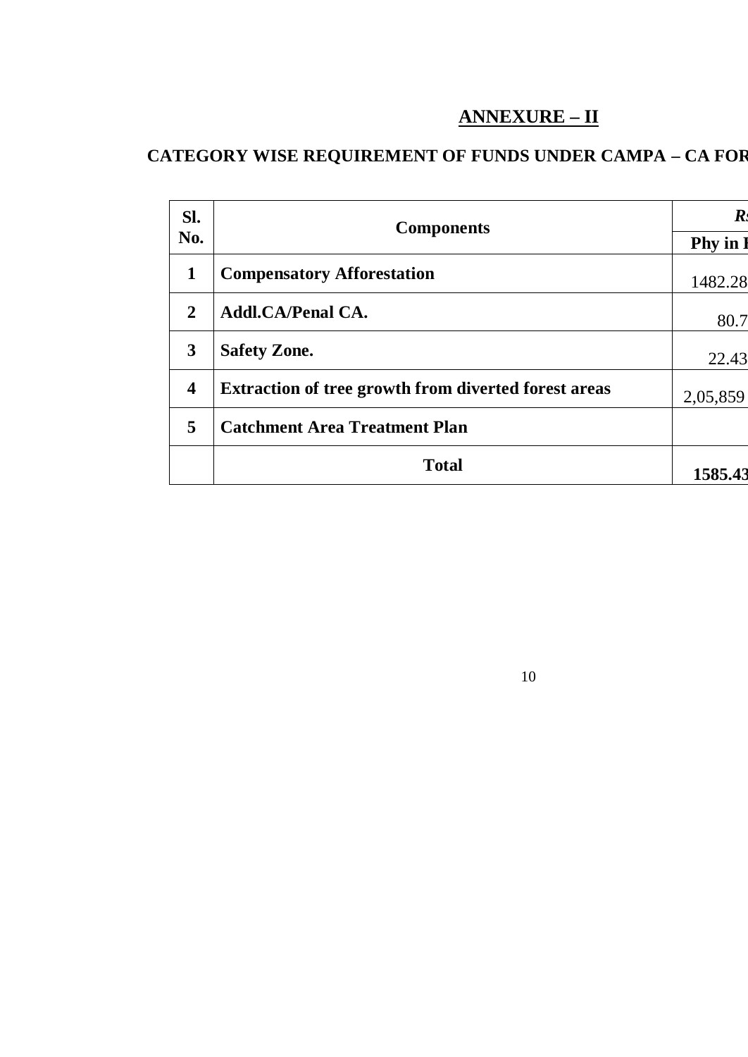## ANNEXURE – II

**CATEGORY WISE REQUIREMENT OF FUNDS UNDER CAMPA – CA FOR**

| Sl. No. | Components | *Rs* |
|---|---|---|
| | | **Phy in I** |
| **1** | **Compensatory Afforestation** | 1482.28 |
| **2** | **Addl.CA/Penal CA.** | 80.7 |
| **3** | **Safety Zone.** | 22.43 |
| **4** | **Extraction of tree growth from diverted forest areas** | 2,05,859 |
| **5** | **Catchment Area Treatment Plan** | |
| | **Total** | **1585.43** |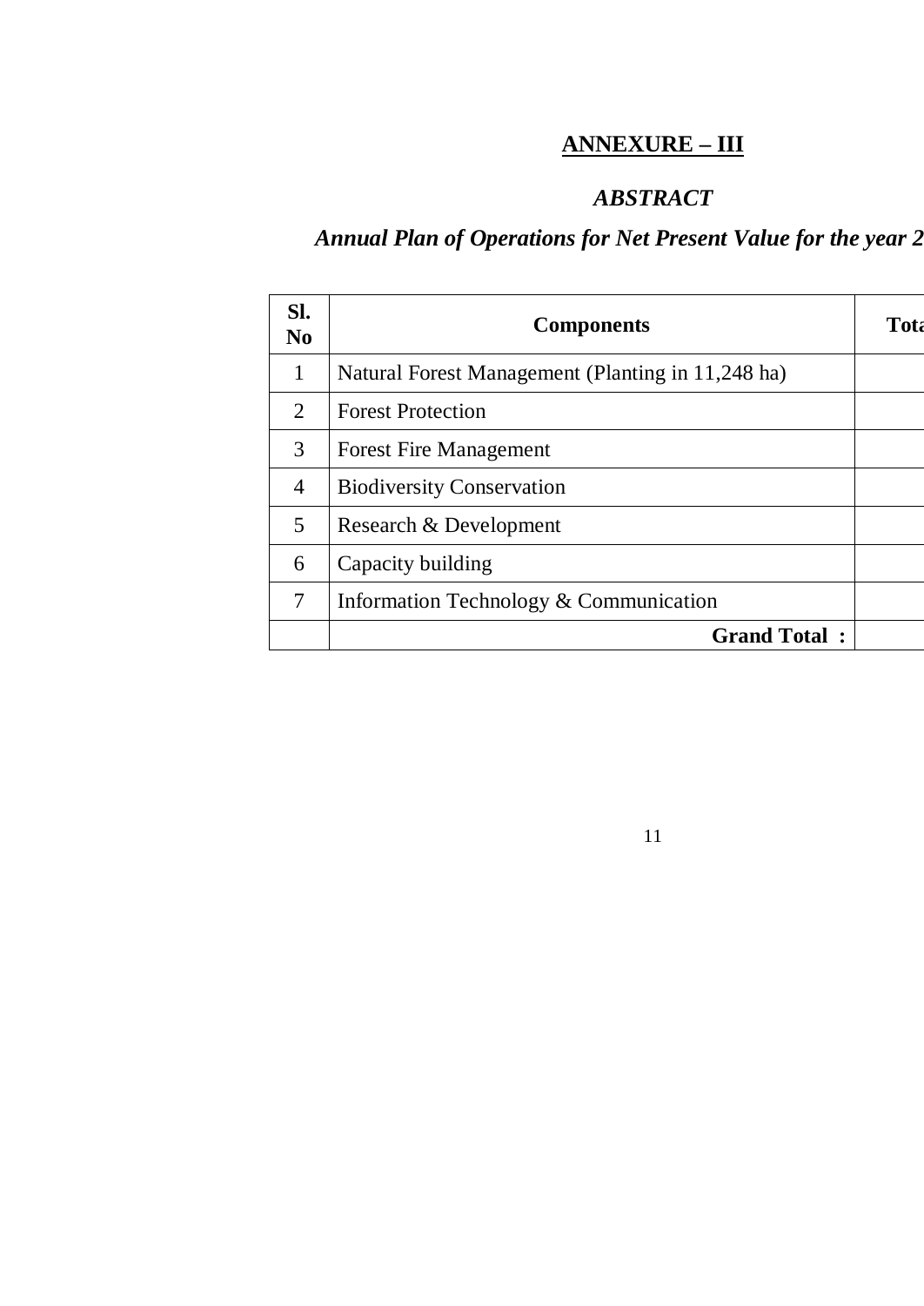# ANNEXURE – III

## *ABSTRACT*

### *Annual Plan of Operations for Net Present Value for the year 2*

| Sl. No | Components | Tota |
|---|---|---|
| 1 | Natural Forest Management (Planting in 11,248 ha) | |
| 2 | Forest Protection | |
| 3 | Forest Fire Management | |
| 4 | Biodiversity Conservation | |
| 5 | Research & Development | |
| 6 | Capacity building | |
| 7 | Information Technology & Communication | |
| | **Grand Total :** | |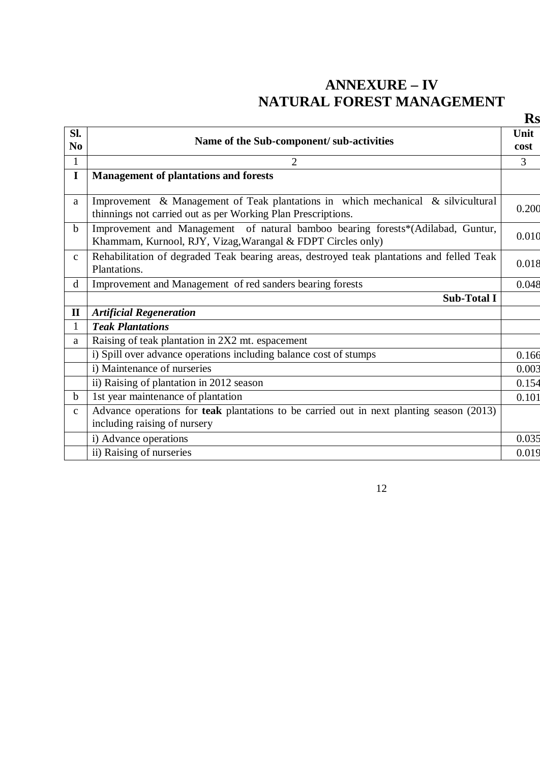# ANNEXURE – IV
# NATURAL FOREST MANAGEMENT

**Rs**

| Sl. No | Name of the Sub-component/ sub-activities | Unit cost |
|---|---|---|
| 1 | 2 | 3 |
| **I** | **Management of plantations and forests** | |
| a | Improvement & Management of Teak plantations in which mechanical & silvicultural thinnings not carried out as per Working Plan Prescriptions. | 0.200 |
| b | Improvement and Management of natural bamboo bearing forests*(Adilabad, Guntur, Khammam, Kurnool, RJY, Vizag,Warangal & FDPT Circles only) | 0.010 |
| c | Rehabilitation of degraded Teak bearing areas, destroyed teak plantations and felled Teak Plantations. | 0.018 |
| d | Improvement and Management of red sanders bearing forests | 0.048 |
| | **Sub-Total I** | |
| **II** | ***Artificial Regeneration*** | |
| 1 | ***Teak Plantations*** | |
| a | Raising of teak plantation in 2X2 mt. espacement | |
| | i) Spill over advance operations including balance cost of stumps | 0.166 |
| | i) Maintenance of nurseries | 0.003 |
| | ii) Raising of plantation in 2012 season | 0.154 |
| b | 1st year maintenance of plantation | 0.101 |
| c | Advance operations for **teak** plantations to be carried out in next planting season (2013) including raising of nursery | |
| | i) Advance operations | 0.035 |
| | ii) Raising of nurseries | 0.019 |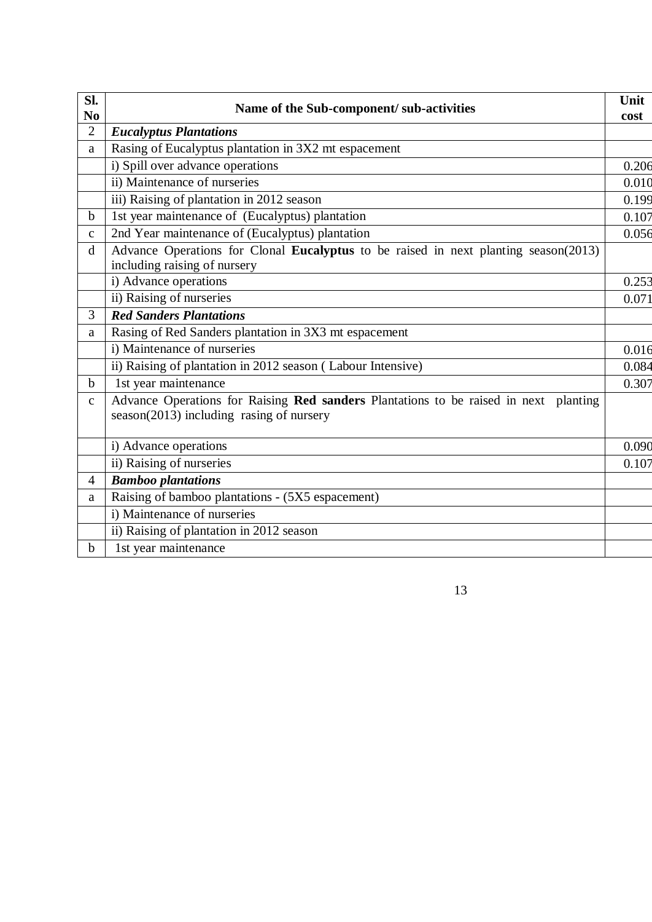| Sl. No | Name of the Sub-component/ sub-activities | Unit cost |
|---|---|---|
| 2 | ***Eucalyptus Plantations*** | |
| a | Rasing of Eucalyptus plantation in 3X2 mt espacement | |
| | i) Spill over advance operations | 0.206 |
| | ii) Maintenance of nurseries | 0.010 |
| | iii) Raising of plantation in 2012 season | 0.199 |
| b | 1st year maintenance of (Eucalyptus) plantation | 0.107 |
| c | 2nd Year maintenance of (Eucalyptus) plantation | 0.056 |
| d | Advance Operations for Clonal **Eucalyptus** to be raised in next planting season(2013) including raising of nursery | |
| | i) Advance operations | 0.253 |
| | ii) Raising of nurseries | 0.071 |
| 3 | ***Red Sanders Plantations*** | |
| a | Rasing of Red Sanders plantation in 3X3 mt espacement | |
| | i) Maintenance of nurseries | 0.016 |
| | ii) Raising of plantation in 2012 season ( Labour Intensive) | 0.084 |
| b | 1st year maintenance | 0.307 |
| c | Advance Operations for Raising **Red sanders** Plantations to be raised in next planting season(2013) including rasing of nursery | |
| | i) Advance operations | 0.090 |
| | ii) Raising of nurseries | 0.107 |
| 4 | ***Bamboo plantations*** | |
| a | Raising of bamboo plantations - (5X5 espacement) | |
| | i) Maintenance of nurseries | |
| | ii) Raising of plantation in 2012 season | |
| b | 1st year maintenance | |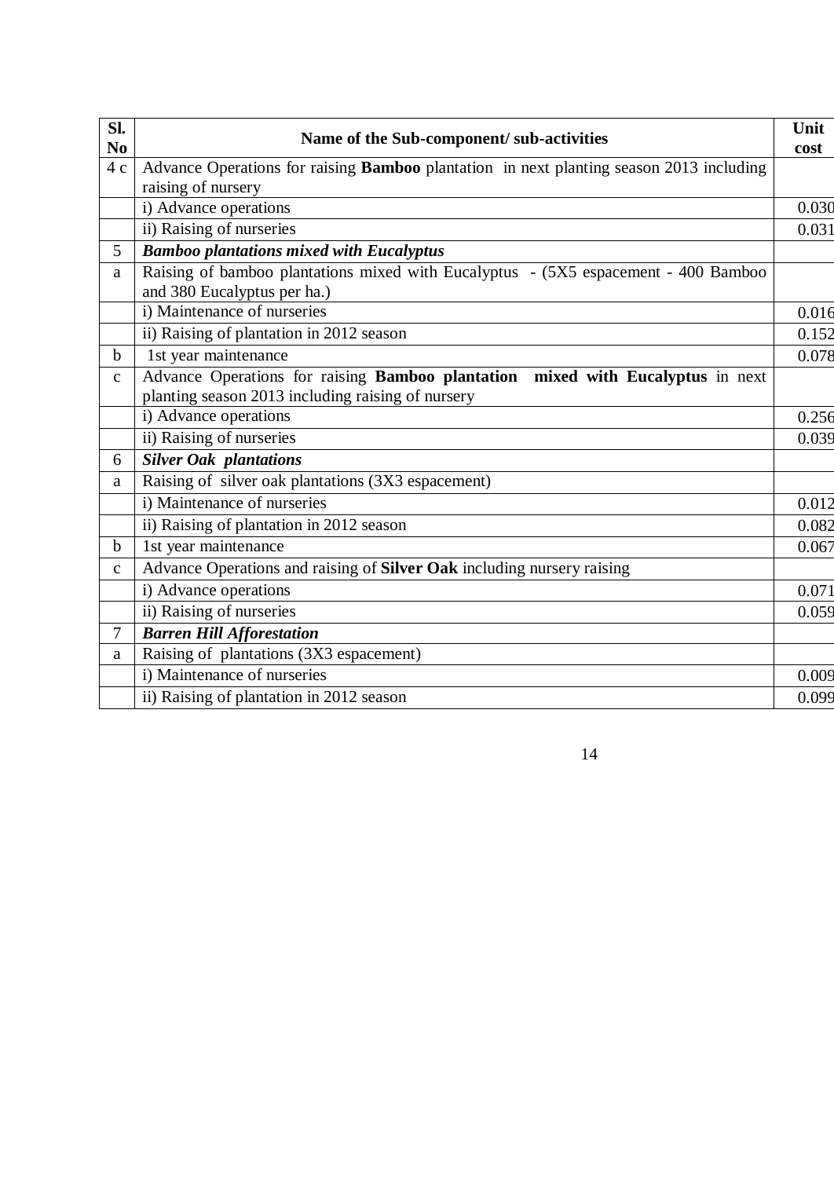| Sl. No | Name of the Sub-component/ sub-activities | Unit cost |
|---|---|---|
| 4 c | Advance Operations for raising **Bamboo** plantation in next planting season 2013 including raising of nursery | |
| | i) Advance operations | 0.030 |
| | ii) Raising of nurseries | 0.031 |
| 5 | ***Bamboo plantations mixed with Eucalyptus*** | |
| a | Raising of bamboo plantations mixed with Eucalyptus - (5X5 espacement - 400 Bamboo and 380 Eucalyptus per ha.) | |
| | i) Maintenance of nurseries | 0.016 |
| | ii) Raising of plantation in 2012 season | 0.152 |
| b | 1st year maintenance | 0.078 |
| c | Advance Operations for raising **Bamboo plantation mixed with Eucalyptus** in next planting season 2013 including raising of nursery | |
| | i) Advance operations | 0.256 |
| | ii) Raising of nurseries | 0.039 |
| 6 | ***Silver Oak plantations*** | |
| a | Raising of silver oak plantations (3X3 espacement) | |
| | i) Maintenance of nurseries | 0.012 |
| | ii) Raising of plantation in 2012 season | 0.082 |
| b | 1st year maintenance | 0.067 |
| c | Advance Operations and raising of **Silver Oak** including nursery raising | |
| | i) Advance operations | 0.071 |
| | ii) Raising of nurseries | 0.059 |
| 7 | ***Barren Hill Afforestation*** | |
| a | Raising of plantations (3X3 espacement) | |
| | i) Maintenance of nurseries | 0.009 |
| | ii) Raising of plantation in 2012 season | 0.099 |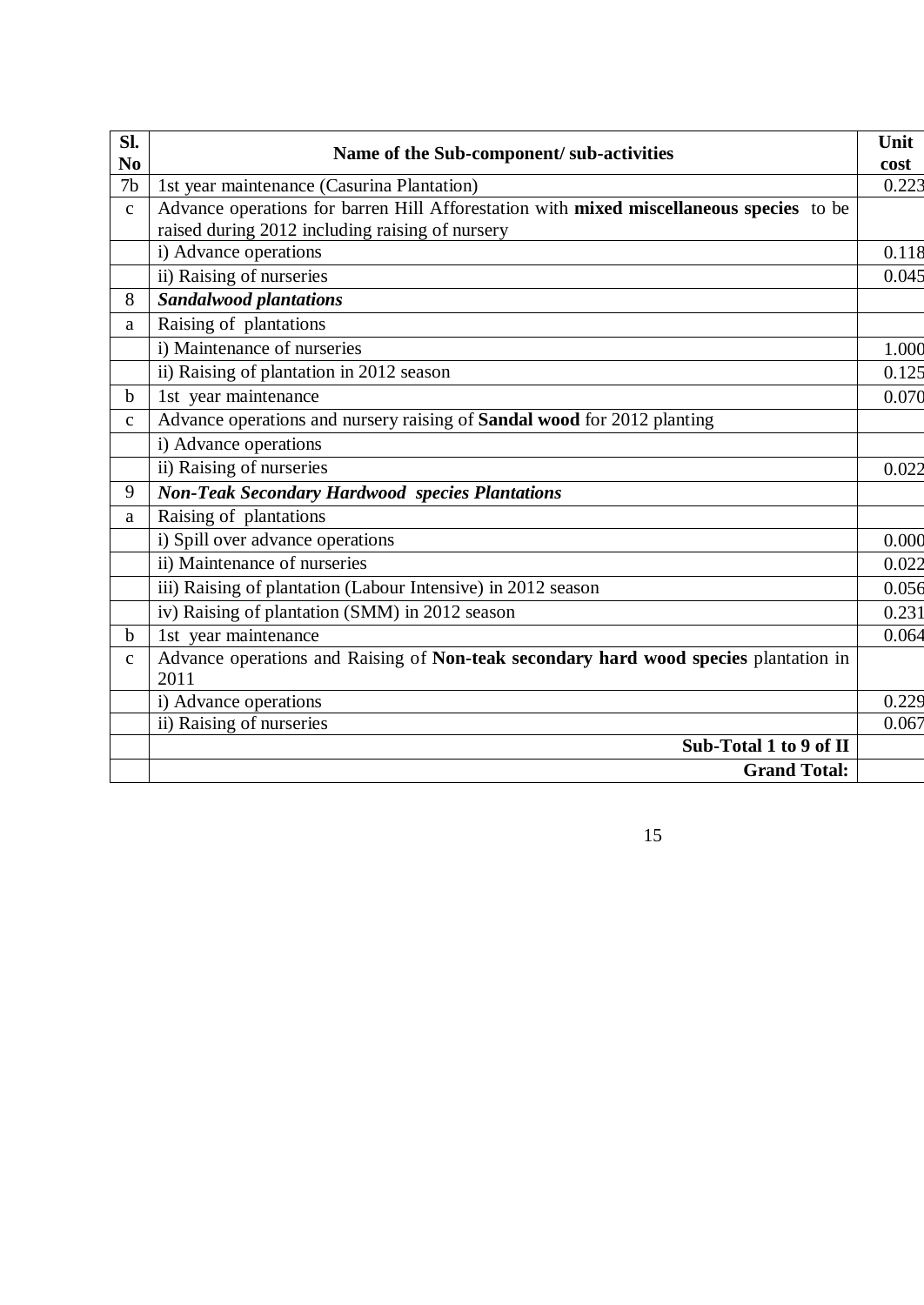| Sl. No | Name of the Sub-component/ sub-activities | Unit cost |
|---|---|---|
| 7b | 1st year maintenance (Casurina Plantation) | 0.223 |
| c | Advance operations for barren Hill Afforestation with **mixed miscellaneous species** to be raised during 2012 including raising of nursery | |
| | i) Advance operations | 0.118 |
| | ii) Raising of nurseries | 0.045 |
| 8 | ***Sandalwood plantations*** | |
| a | Raising of plantations | |
| | i) Maintenance of nurseries | 1.000 |
| | ii) Raising of plantation in 2012 season | 0.125 |
| b | 1st year maintenance | 0.070 |
| c | Advance operations and nursery raising of **Sandal wood** for 2012 planting | |
| | i) Advance operations | |
| | ii) Raising of nurseries | 0.022 |
| 9 | ***Non-Teak Secondary Hardwood species Plantations*** | |
| a | Raising of plantations | |
| | i) Spill over advance operations | 0.000 |
| | ii) Maintenance of nurseries | 0.022 |
| | iii) Raising of plantation (Labour Intensive) in 2012 season | 0.056 |
| | iv) Raising of plantation (SMM) in 2012 season | 0.231 |
| b | 1st year maintenance | 0.064 |
| c | Advance operations and Raising of **Non-teak secondary hard wood species** plantation in 2011 | |
| | i) Advance operations | 0.229 |
| | ii) Raising of nurseries | 0.067 |
| | **Sub-Total 1 to 9 of II** | |
| | **Grand Total:** | |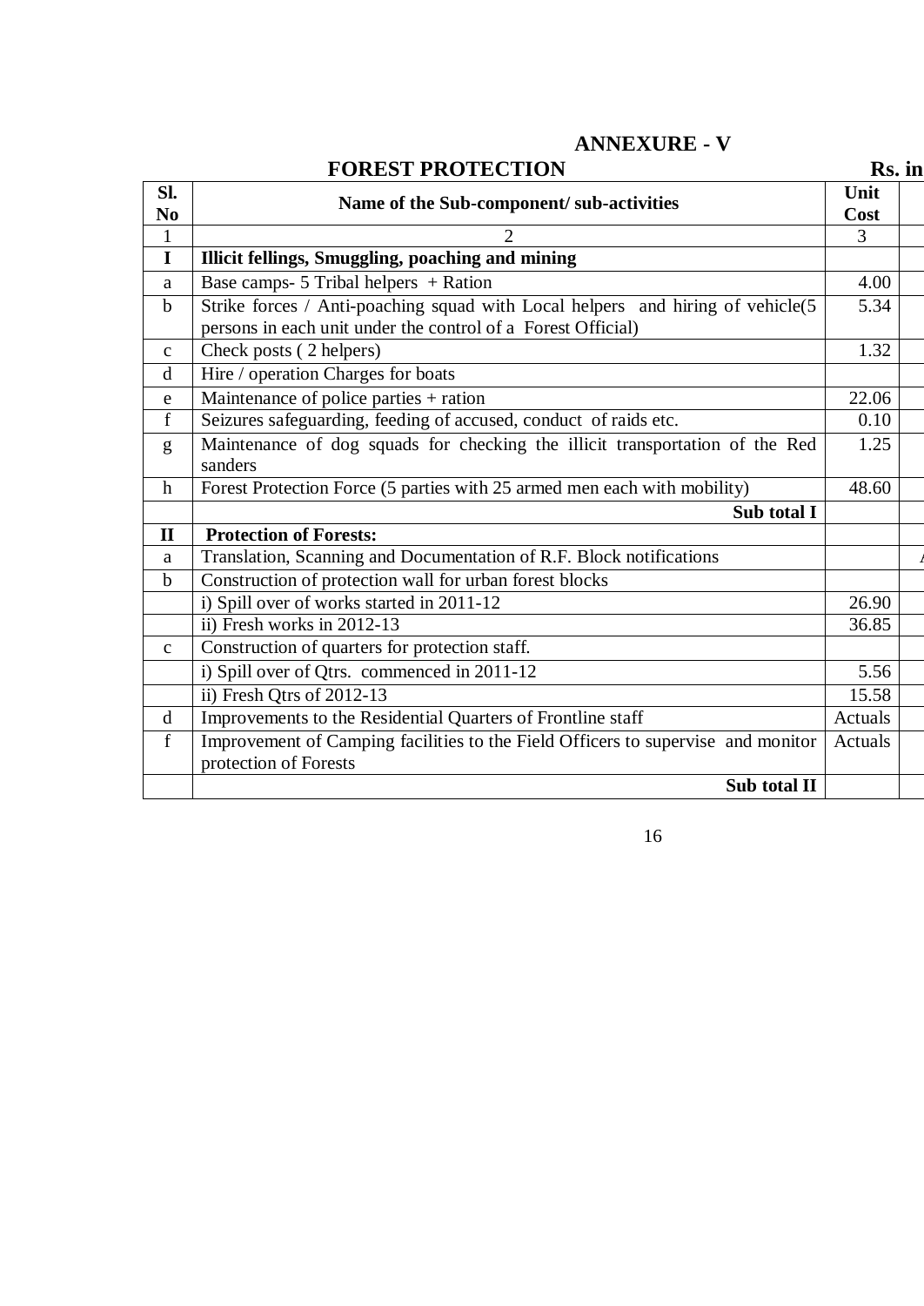## ANNEXURE - V

### FOREST PROTECTION

Rs. in

| Sl. No | Name of the Sub-component/ sub-activities | Unit Cost | |
|---|---|---|---|
| 1 | 2 | 3 | |
| **I** | **Illicit fellings, Smuggling, poaching and mining** | | |
| a | Base camps- 5 Tribal helpers + Ration | 4.00 | |
| b | Strike forces / Anti-poaching squad with Local helpers and hiring of vehicle(5 persons in each unit under the control of a Forest Official) | 5.34 | |
| c | Check posts ( 2 helpers) | 1.32 | |
| d | Hire / operation Charges for boats | | |
| e | Maintenance of police parties + ration | 22.06 | |
| f | Seizures safeguarding, feeding of accused, conduct of raids etc. | 0.10 | |
| g | Maintenance of dog squads for checking the illicit transportation of the Red sanders | 1.25 | |
| h | Forest Protection Force (5 parties with 25 armed men each with mobility) | 48.60 | |
| | **Sub total I** | | |
| **II** | **Protection of Forests:** | | |
| a | Translation, Scanning and Documentation of R.F. Block notifications | | A |
| b | Construction of protection wall for urban forest blocks | | |
| | i) Spill over of works started in 2011-12 | 26.90 | |
| | ii) Fresh works in 2012-13 | 36.85 | |
| c | Construction of quarters for protection staff. | | |
| | i) Spill over of Qtrs. commenced in 2011-12 | 5.56 | |
| | ii) Fresh Qtrs of 2012-13 | 15.58 | |
| d | Improvements to the Residential Quarters of Frontline staff | Actuals | |
| f | Improvement of Camping facilities to the Field Officers to supervise and monitor protection of Forests | Actuals | |
| | **Sub total II** | | |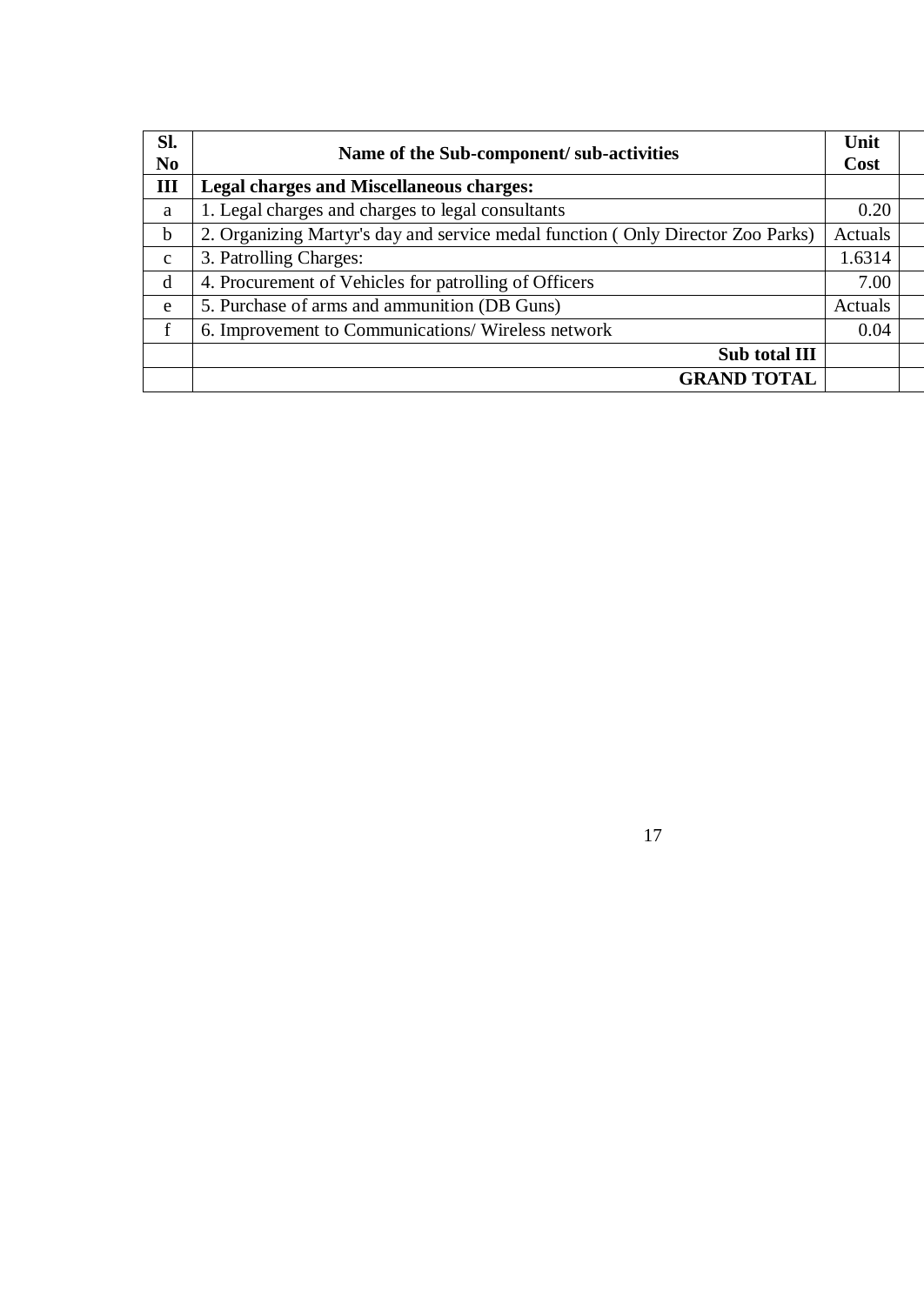| Sl. No | Name of the Sub-component/ sub-activities | Unit Cost | |
|---|---|---|---|
| **III** | **Legal charges and Miscellaneous charges:** | | |
| a | 1. Legal charges and charges to legal consultants | 0.20 | |
| b | 2. Organizing Martyr's day and service medal function ( Only Director Zoo Parks) | Actuals | |
| c | 3. Patrolling Charges: | 1.6314 | |
| d | 4. Procurement of Vehicles for patrolling of Officers | 7.00 | |
| e | 5. Purchase of arms and ammunition (DB Guns) | Actuals | |
| f | 6. Improvement to Communications/ Wireless network | 0.04 | |
| | **Sub total III** | | |
| | **GRAND TOTAL** | | |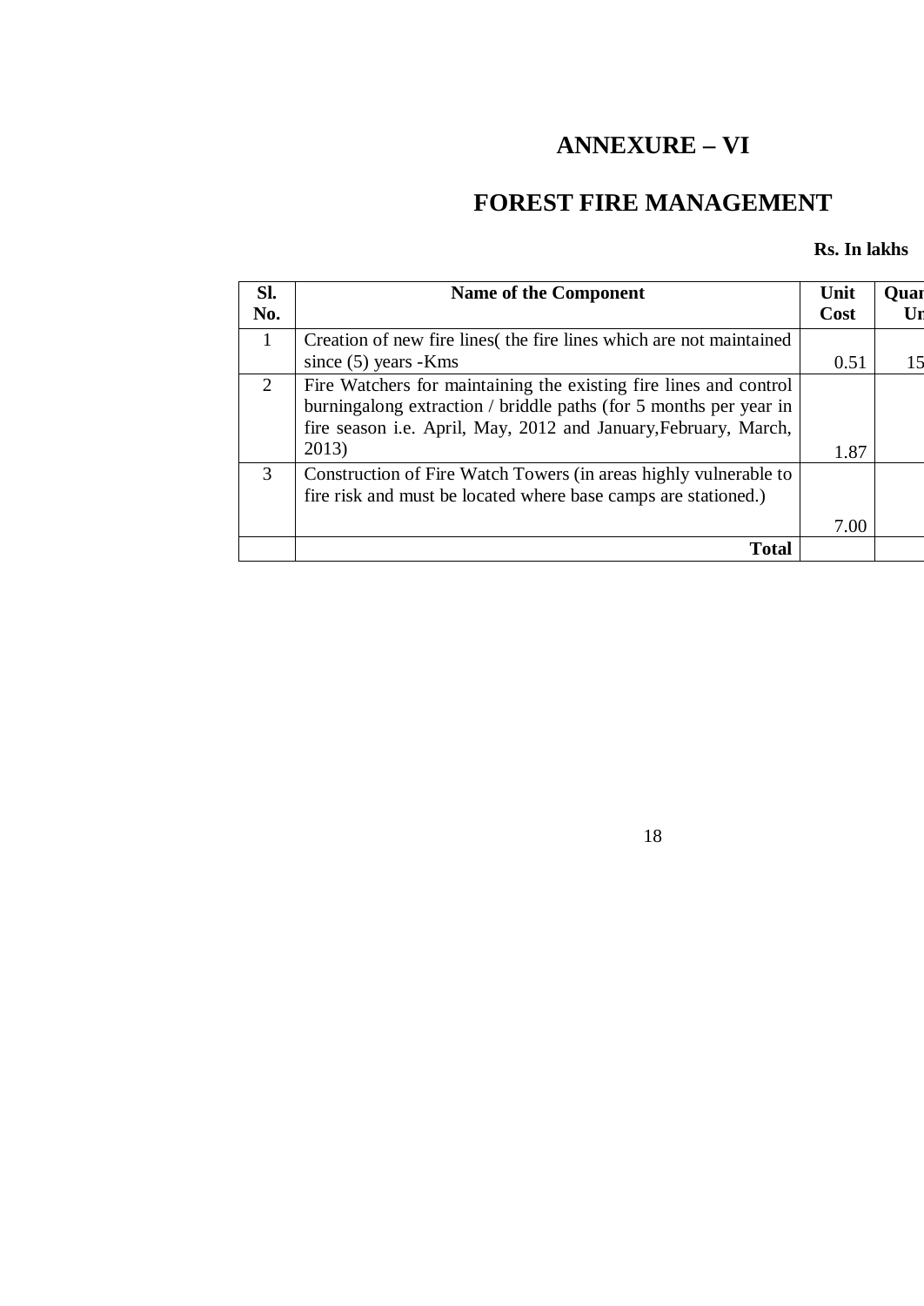# ANNEXURE – VI

# FOREST FIRE MANAGEMENT

**Rs. In lakhs**

| Sl. No. | Name of the Component | Unit Cost | Quan Un |
|---|---|---|---|
| 1 | Creation of new fire lines( the fire lines which are not maintained since (5) years -Kms | 0.51 | 15 |
| 2 | Fire Watchers for maintaining the existing fire lines and control burningalong extraction / briddle paths (for 5 months per year in fire season i.e. April, May, 2012 and January,February, March, 2013) | 1.87 | |
| 3 | Construction of Fire Watch Towers (in areas highly vulnerable to fire risk and must be located where base camps are stationed.) | 7.00 | |
| | **Total** | | |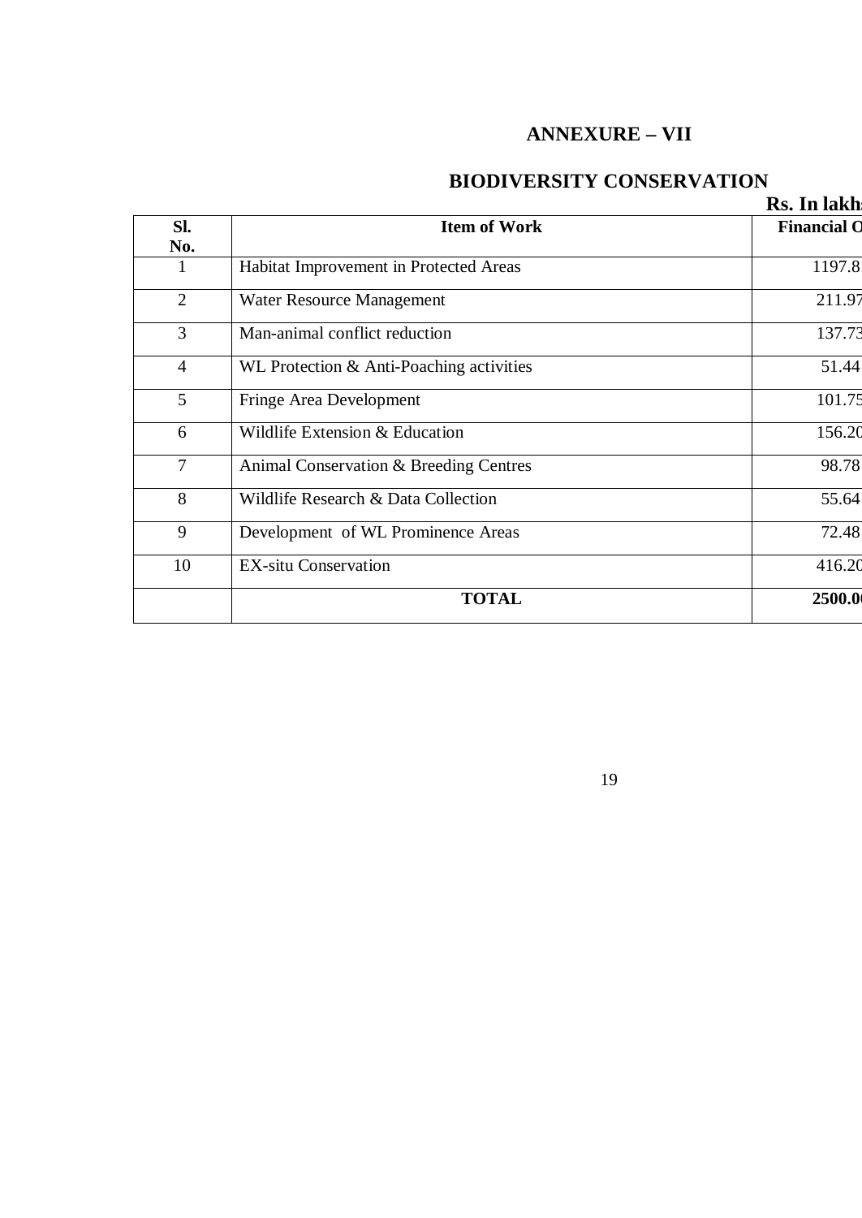## ANNEXURE – VII

## BIODIVERSITY CONSERVATION

**Rs. In lakhs**

| Sl. No. | Item of Work | Financial O |
|---|---|---|
| 1 | Habitat Improvement in Protected Areas | 1197.8 |
| 2 | Water Resource Management | 211.97 |
| 3 | Man-animal conflict reduction | 137.73 |
| 4 | WL Protection & Anti-Poaching activities | 51.44 |
| 5 | Fringe Area Development | 101.75 |
| 6 | Wildlife Extension & Education | 156.20 |
| 7 | Animal Conservation & Breeding Centres | 98.78 |
| 8 | Wildlife Research & Data Collection | 55.64 |
| 9 | Development of WL Prominence Areas | 72.48 |
| 10 | EX-situ Conservation | 416.20 |
| | **TOTAL** | **2500.0** |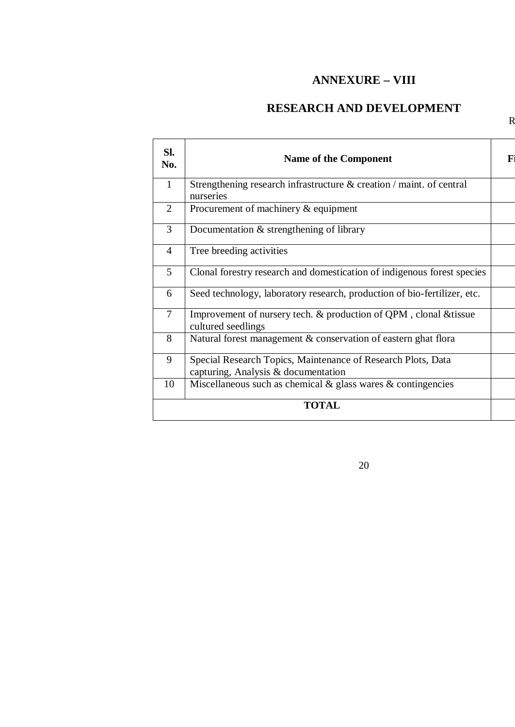# ANNEXURE – VIII

## RESEARCH AND DEVELOPMENT

R

| Sl. No. | Name of the Component | Fi |
|---|---|---|
| 1 | Strengthening research infrastructure & creation / maint. of central nurseries | |
| 2 | Procurement of machinery & equipment | |
| 3 | Documentation & strengthening of library | |
| 4 | Tree breeding activities | |
| 5 | Clonal forestry research and domestication of indigenous forest species | |
| 6 | Seed technology, laboratory research, production of bio-fertilizer, etc. | |
| 7 | Improvement of nursery tech. & production of QPM , clonal &tissue cultured seedlings | |
| 8 | Natural forest management & conservation of eastern ghat flora | |
| 9 | Special Research Topics, Maintenance of Research Plots, Data capturing, Analysis & documentation | |
| 10 | Miscellaneous such as chemical & glass wares & contingencies | |
| | **TOTAL** | |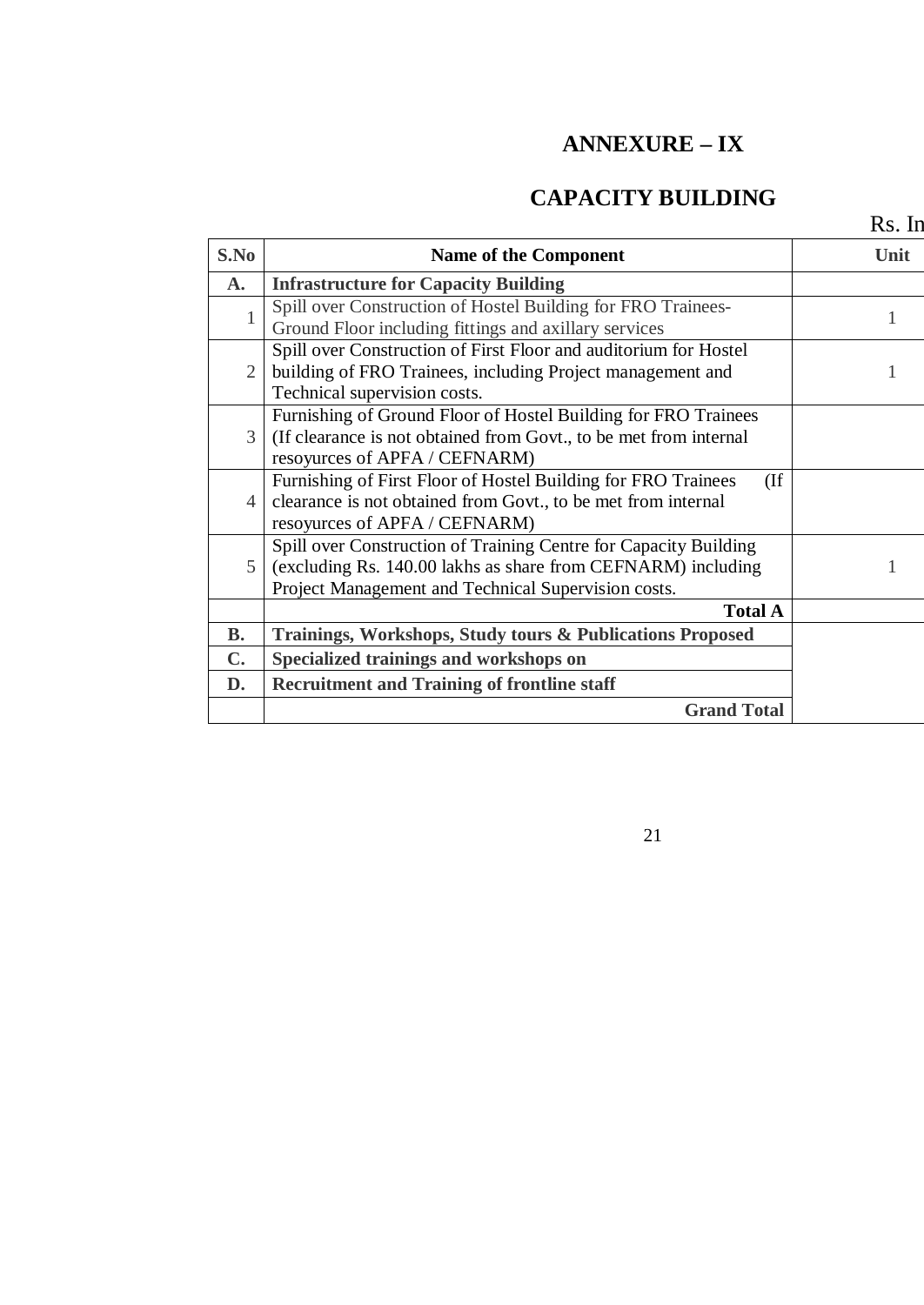# ANNEXURE – IX

## CAPACITY BUILDING

Rs. In

| S.No | Name of the Component | Unit |
|---|---|---|
| **A.** | **Infrastructure for Capacity Building** | |
| 1 | Spill over Construction of Hostel Building for FRO Trainees- Ground Floor including fittings and axillary services | 1 |
| 2 | Spill over Construction of First Floor and auditorium for Hostel building of FRO Trainees, including Project management and Technical supervision costs. | 1 |
| 3 | Furnishing of Ground Floor of Hostel Building for FRO Trainees (If clearance is not obtained from Govt., to be met from internal resoyurces of APFA / CEFNARM) | |
| 4 | Furnishing of First Floor of Hostel Building for FRO Trainees (If clearance is not obtained from Govt., to be met from internal resoyurces of APFA / CEFNARM) | |
| 5 | Spill over Construction of Training Centre for Capacity Building (excluding Rs. 140.00 lakhs as share from CEFNARM) including Project Management and Technical Supervision costs. | 1 |
| | **Total A** | |
| **B.** | **Trainings, Workshops, Study tours & Publications Proposed** | |
| **C.** | **Specialized trainings and workshops on** | |
| **D.** | **Recruitment and Training of frontline staff** | |
| | **Grand Total** | |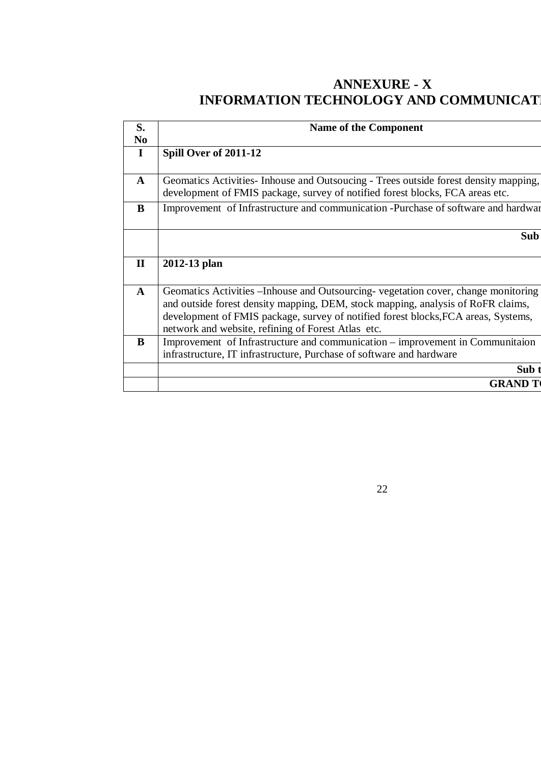# ANNEXURE - X

## INFORMATION TECHNOLOGY AND COMMUNICATI

| S. No | Name of the Component |
|---|---|
| I | **Spill Over of 2011-12** |
| A | Geomatics Activities- Inhouse and Outsoucing - Trees outside forest density mapping, development of FMIS package, survey of notified forest blocks, FCA areas etc. |
| B | Improvement of Infrastructure and communication -Purchase of software and hardwar |
| | **Sub** |
| II | **2012-13 plan** |
| A | Geomatics Activities –Inhouse and Outsourcing- vegetation cover, change monitoring and outside forest density mapping, DEM, stock mapping, analysis of RoFR claims, development of FMIS package, survey of notified forest blocks,FCA areas, Systems, network and website, refining of Forest Atlas etc. |
| B | Improvement of Infrastructure and communication – improvement in Communitaion infrastructure, IT infrastructure, Purchase of software and hardware |
| | **Sub t** |
| | **GRAND T** |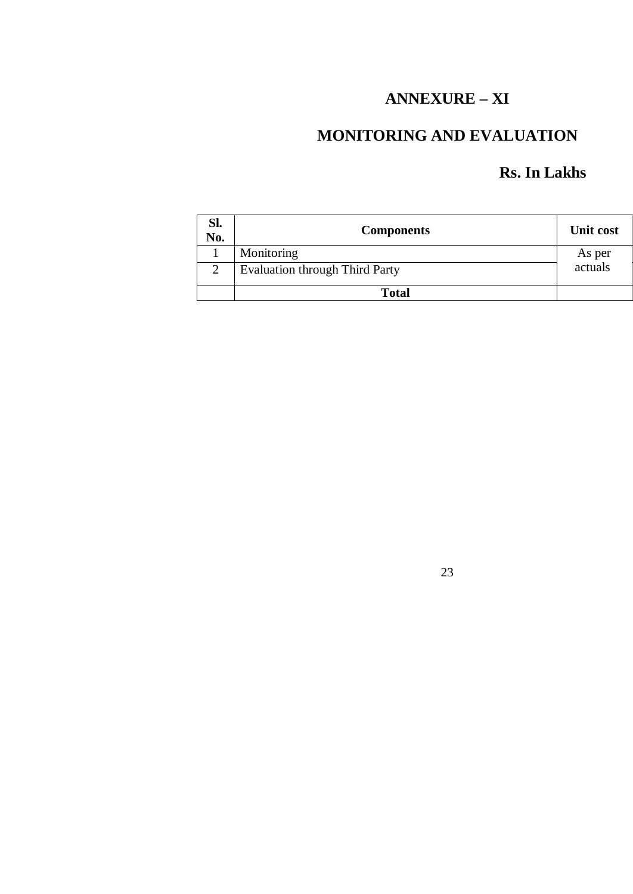# ANNEXURE – XI

## MONITORING AND EVALUATION

**Rs. In Lakhs**

| Sl. No. | Components | Unit cost |
|---|---|---|
| 1 | Monitoring | As per actuals |
| 2 | Evaluation through Third Party | |
| | **Total** | |